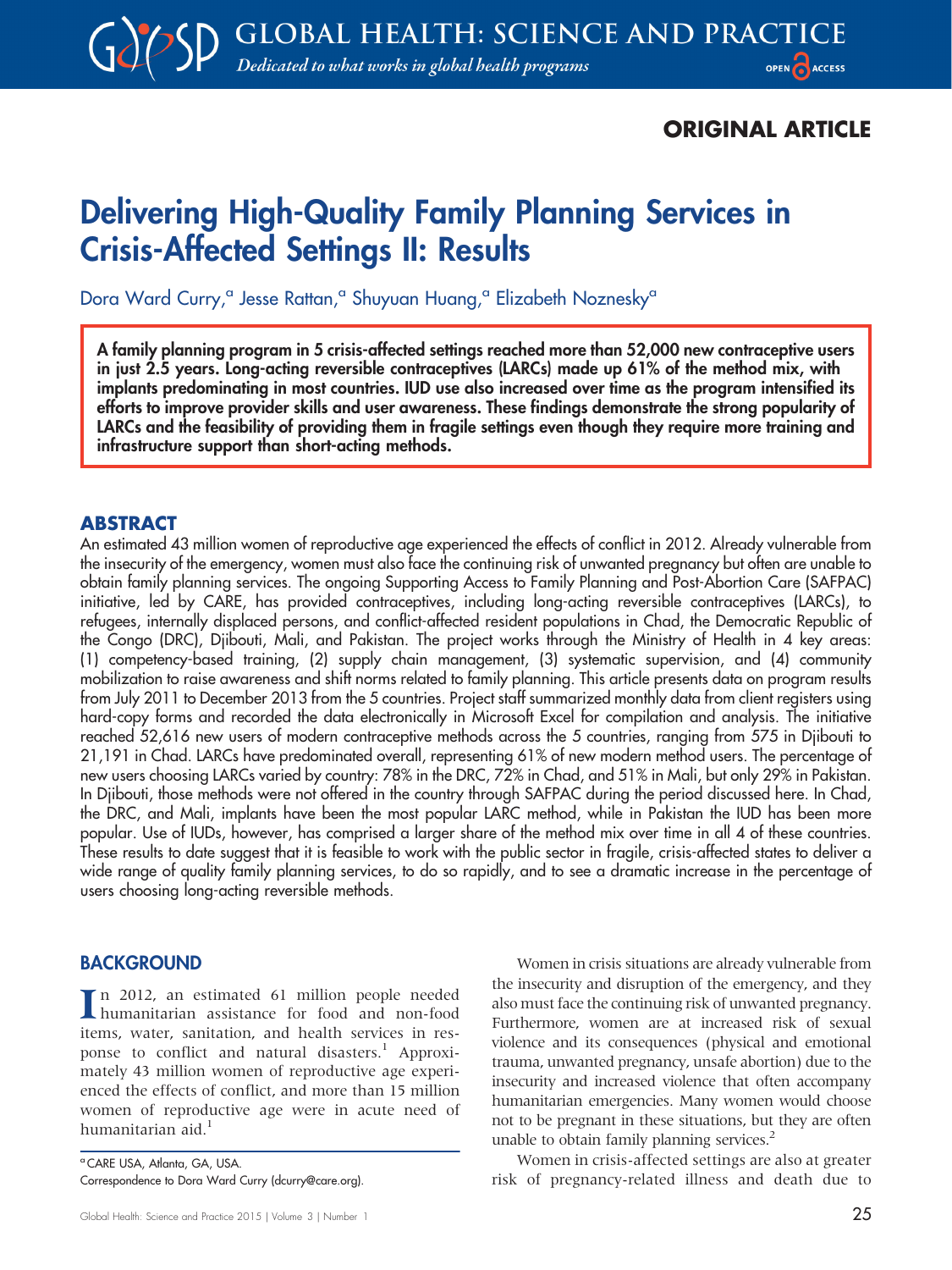ORIGINAL ARTICLE

# Delivering High-Quality Family Planning Services in Crisis-Affected Settings II: Results

Dora Ward Curry,[a] Jesse Rattan,[a] Shuyuan Huang,[a] Elizabeth Noznesky[a]

**A family planning program in 5 crisis-affected settings reached more than 52,000 new contraceptive users in just 2.5 years. Long-acting reversible contraceptives (LARCs) made up 61% of the method mix, with implants predominating in most countries. IUD use also increased over time as the program intensified its efforts to improve provider skills and user awareness. These findings demonstrate the strong popularity of LARCs and the feasibility of providing them in fragile settings even though they require more training and infrastructure support than short-acting methods.**

## ABSTRACT

An estimated 43 million women of reproductive age experienced the effects of conflict in 2012. Already vulnerable from the insecurity of the emergency, women must also face the continuing risk of unwanted pregnancy but often are unable to obtain family planning services. The ongoing Supporting Access to Family Planning and Post-Abortion Care (SAFPAC) initiative, led by CARE, has provided contraceptives, including long-acting reversible contraceptives (LARCs), to refugees, internally displaced persons, and conflict-affected resident populations in Chad, the Democratic Republic of the Congo (DRC), Djibouti, Mali, and Pakistan. The project works through the Ministry of Health in 4 key areas: (1) competency-based training, (2) supply chain management, (3) systematic supervision, and (4) community mobilization to raise awareness and shift norms related to family planning. This article presents data on program results from July 2011 to December 2013 from the 5 countries. Project staff summarized monthly data from client registers using hard-copy forms and recorded the data electronically in Microsoft Excel for compilation and analysis. The initiative reached 52,616 new users of modern contraceptive methods across the 5 countries, ranging from 575 in Djibouti to 21,191 in Chad. LARCs have predominated overall, representing 61% of new modern method users. The percentage of new users choosing LARCs varied by country: 78% in the DRC, 72% in Chad, and 51% in Mali, but only 29% in Pakistan. In Djibouti, those methods were not offered in the country through SAFPAC during the period discussed here. In Chad, the DRC, and Mali, implants have been the most popular LARC method, while in Pakistan the IUD has been more popular. Use of IUDs, however, has comprised a larger share of the method mix over time in all 4 of these countries. These results to date suggest that it is feasible to work with the public sector in fragile, crisis-affected states to deliver a wide range of quality family planning services, to do so rapidly, and to see a dramatic increase in the percentage of users choosing long-acting reversible methods.

## BACKGROUND

In 2012, an estimated 61 million people needed humanitarian assistance for food and non-food items, water, sanitation, and health services in response to conflict and natural disasters.[1] Approximately 43 million women of reproductive age experienced the effects of conflict, and more than 15 million women of reproductive age were in acute need of humanitarian aid.[1]

Women in crisis situations are already vulnerable from the insecurity and disruption of the emergency, and they also must face the continuing risk of unwanted pregnancy. Furthermore, women are at increased risk of sexual violence and its consequences (physical and emotional trauma, unwanted pregnancy, unsafe abortion) due to the insecurity and increased violence that often accompany humanitarian emergencies. Many women would choose not to be pregnant in these situations, but they are often unable to obtain family planning services.[2]

Women in crisis-affected settings are also at greater risk of pregnancy-related illness and death due to

[a] CARE USA, Atlanta, GA, USA.

Correspondence to Dora Ward Curry (dcurry@care.org).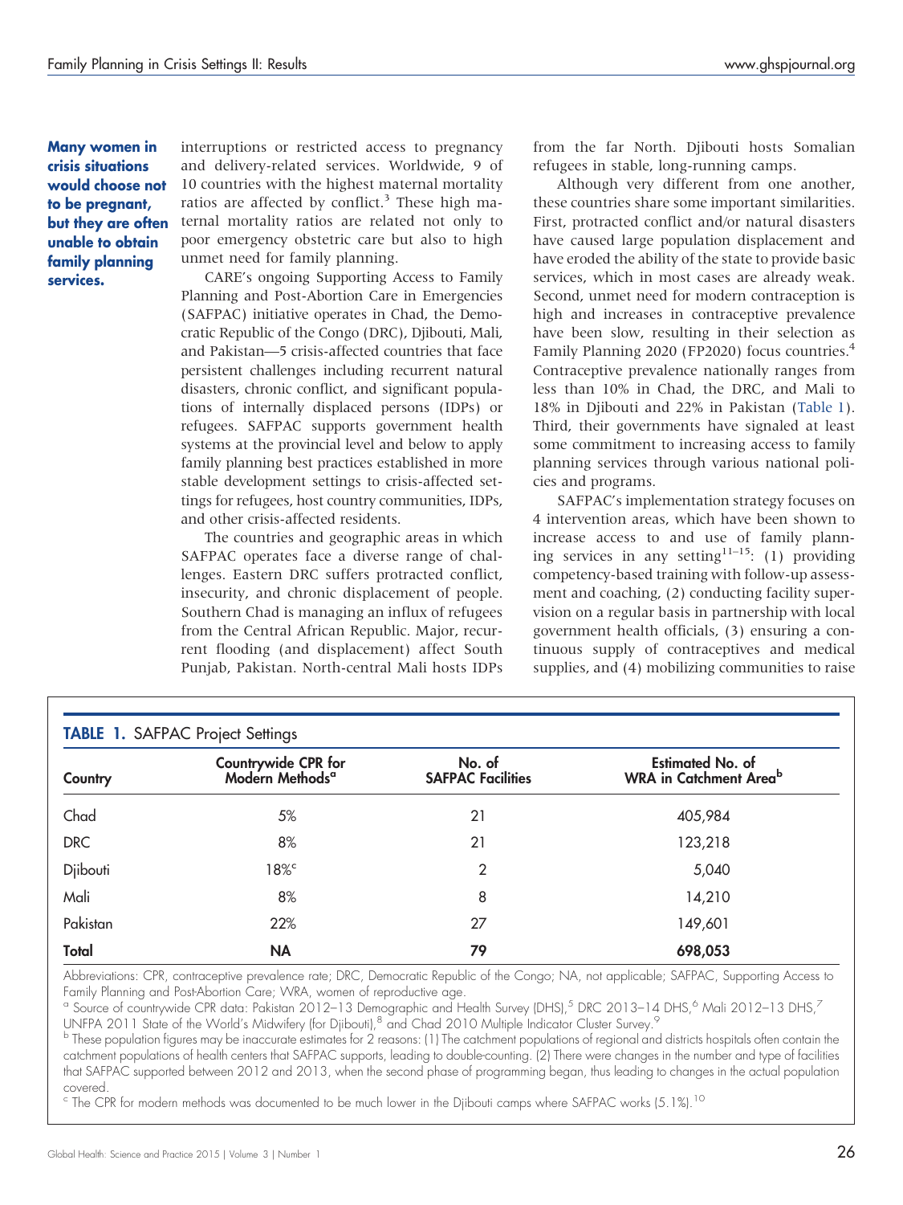**Many women in crisis situations would choose not to be pregnant, but they are often unable to obtain family planning services.**

interruptions or restricted access to pregnancy and delivery-related services. Worldwide, 9 of 10 countries with the highest maternal mortality ratios are affected by conflict.[3] These high maternal mortality ratios are related not only to poor emergency obstetric care but also to high unmet need for family planning.

CARE's ongoing Supporting Access to Family Planning and Post-Abortion Care in Emergencies (SAFPAC) initiative operates in Chad, the Democratic Republic of the Congo (DRC), Djibouti, Mali, and Pakistan—5 crisis-affected countries that face persistent challenges including recurrent natural disasters, chronic conflict, and significant populations of internally displaced persons (IDPs) or refugees. SAFPAC supports government health systems at the provincial level and below to apply family planning best practices established in more stable development settings to crisis-affected settings for refugees, host country communities, IDPs, and other crisis-affected residents.

The countries and geographic areas in which SAFPAC operates face a diverse range of challenges. Eastern DRC suffers protracted conflict, insecurity, and chronic displacement of people. Southern Chad is managing an influx of refugees from the Central African Republic. Major, recurrent flooding (and displacement) affect South Punjab, Pakistan. North-central Mali hosts IDPs from the far North. Djibouti hosts Somalian refugees in stable, long-running camps.

Although very different from one another, these countries share some important similarities. First, protracted conflict and/or natural disasters have caused large population displacement and have eroded the ability of the state to provide basic services, which in most cases are already weak. Second, unmet need for modern contraception is high and increases in contraceptive prevalence have been slow, resulting in their selection as Family Planning 2020 (FP2020) focus countries.[4] Contraceptive prevalence nationally ranges from less than 10% in Chad, the DRC, and Mali to 18% in Djibouti and 22% in Pakistan (Table 1). Third, their governments have signaled at least some commitment to increasing access to family planning services through various national policies and programs.

SAFPAC's implementation strategy focuses on 4 intervention areas, which have been shown to increase access to and use of family planning services in any setting[11–15]: (1) providing competency-based training with follow-up assessment and coaching, (2) conducting facility supervision on a regular basis in partnership with local government health officials, (3) ensuring a continuous supply of contraceptives and medical supplies, and (4) mobilizing communities to raise

**TABLE 1.** SAFPAC Project Settings

| Country | Countrywide CPR for Modern Methods[a] | No. of SAFPAC Facilities | Estimated No. of WRA in Catchment Area[b] |
|---|---|---|---|
| Chad | 5% | 21 | 405,984 |
| DRC | 8% | 21 | 123,218 |
| Djibouti | 18%[c] | 2 | 5,040 |
| Mali | 8% | 8 | 14,210 |
| Pakistan | 22% | 27 | 149,601 |
| **Total** | **NA** | **79** | **698,053** |

Abbreviations: CPR, contraceptive prevalence rate; DRC, Democratic Republic of the Congo; NA, not applicable; SAFPAC, Supporting Access to Family Planning and Post-Abortion Care; WRA, women of reproductive age.

[a] Source of countrywide CPR data: Pakistan 2012–13 Demographic and Health Survey (DHS),[5] DRC 2013–14 DHS,[6] Mali 2012–13 DHS,[7] UNFPA 2011 State of the World's Midwifery (for Djibouti),[8] and Chad 2010 Multiple Indicator Cluster Survey.[9]

[b] These population figures may be inaccurate estimates for 2 reasons: (1) The catchment populations of regional and districts hospitals often contain the catchment populations of health centers that SAFPAC supports, leading to double-counting. (2) There were changes in the number and type of facilities that SAFPAC supported between 2012 and 2013, when the second phase of programming began, thus leading to changes in the actual population covered.

[c] The CPR for modern methods was documented to be much lower in the Djibouti camps where SAFPAC works (5.1%).[10]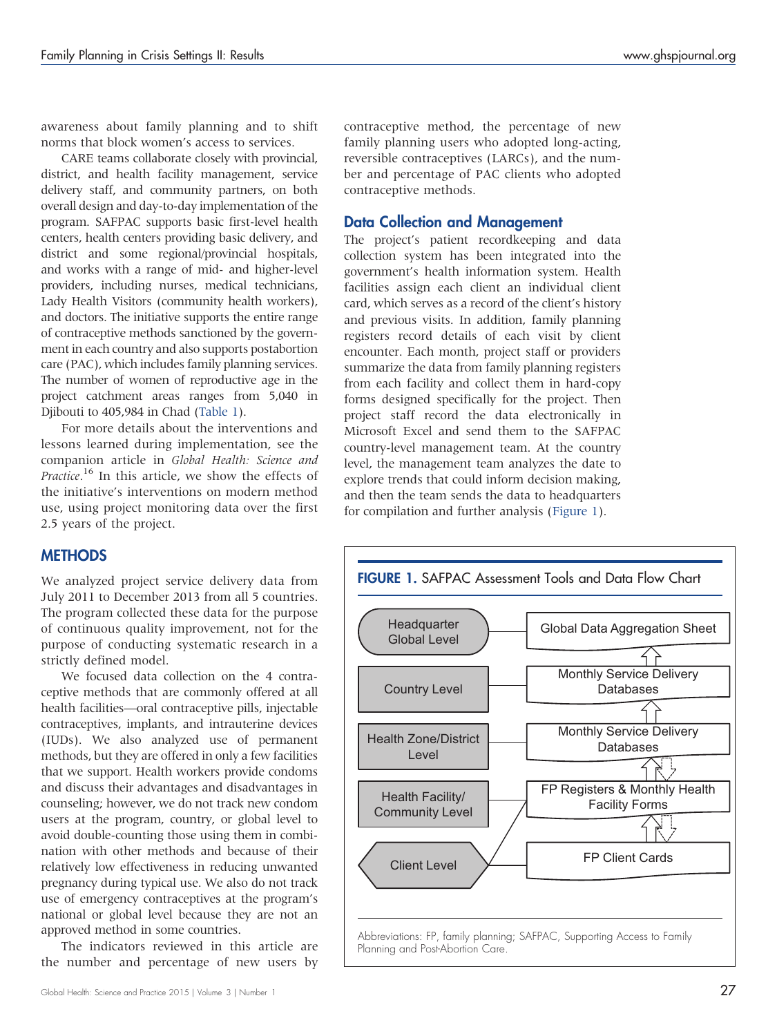awareness about family planning and to shift norms that block women's access to services.

CARE teams collaborate closely with provincial, district, and health facility management, service delivery staff, and community partners, on both overall design and day-to-day implementation of the program. SAFPAC supports basic first-level health centers, health centers providing basic delivery, and district and some regional/provincial hospitals, and works with a range of mid- and higher-level providers, including nurses, medical technicians, Lady Health Visitors (community health workers), and doctors. The initiative supports the entire range of contraceptive methods sanctioned by the government in each country and also supports postabortion care (PAC), which includes family planning services. The number of women of reproductive age in the project catchment areas ranges from 5,040 in Djibouti to 405,984 in Chad (Table 1).

For more details about the interventions and lessons learned during implementation, see the companion article in *Global Health: Science and Practice*.[16] In this article, we show the effects of the initiative's interventions on modern method use, using project monitoring data over the first 2.5 years of the project.

## METHODS

We analyzed project service delivery data from July 2011 to December 2013 from all 5 countries. The program collected these data for the purpose of continuous quality improvement, not for the purpose of conducting systematic research in a strictly defined model.

We focused data collection on the 4 contraceptive methods that are commonly offered at all health facilities—oral contraceptive pills, injectable contraceptives, implants, and intrauterine devices (IUDs). We also analyzed use of permanent methods, but they are offered in only a few facilities that we support. Health workers provide condoms and discuss their advantages and disadvantages in counseling; however, we do not track new condom users at the program, country, or global level to avoid double-counting those using them in combination with other methods and because of their relatively low effectiveness in reducing unwanted pregnancy during typical use. We also do not track use of emergency contraceptives at the program's national or global level because they are not an approved method in some countries.

The indicators reviewed in this article are the number and percentage of new users by contraceptive method, the percentage of new family planning users who adopted long-acting, reversible contraceptives (LARCs), and the number and percentage of PAC clients who adopted contraceptive methods.

### Data Collection and Management

The project's patient recordkeeping and data collection system has been integrated into the government's health information system. Health facilities assign each client an individual client card, which serves as a record of the client's history and previous visits. In addition, family planning registers record details of each visit by client encounter. Each month, project staff or providers summarize the data from family planning registers from each facility and collect them in hard-copy forms designed specifically for the project. Then project staff record the data electronically in Microsoft Excel and send them to the SAFPAC country-level management team. At the country level, the management team analyzes the date to explore trends that could inform decision making, and then the team sends the data to headquarters for compilation and further analysis (Figure 1).

**FIGURE 1.** SAFPAC Assessment Tools and Data Flow Chart

| Level | Tool |
| --- | --- |
| Headquarter Global Level | Global Data Aggregation Sheet |
| Country Level | Monthly Service Delivery Databases |
| Health Zone/District Level | Monthly Service Delivery Databases |
| Health Facility/ Community Level | FP Registers & Monthly Health Facility Forms |
| Client Level | FP Client Cards |

Abbreviations: FP, family planning; SAFPAC, Supporting Access to Family Planning and Post-Abortion Care.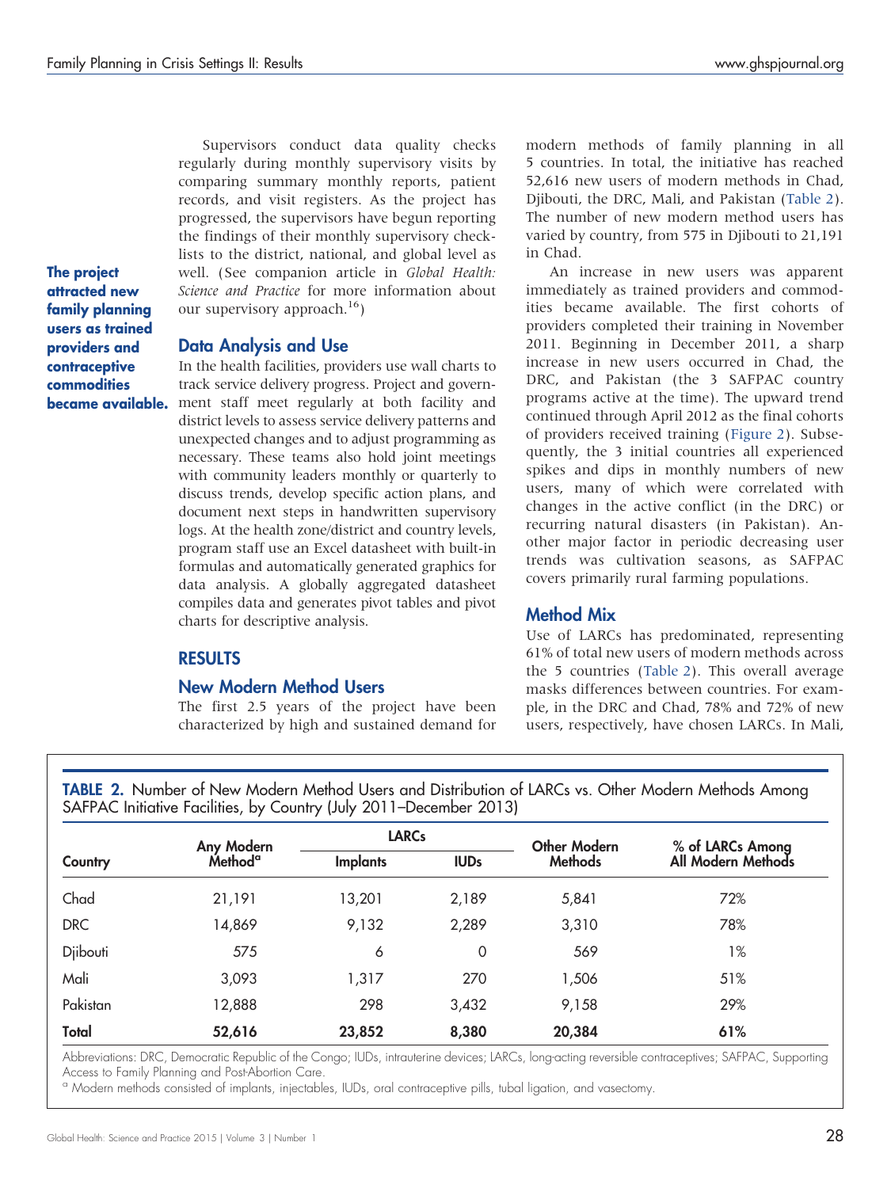Supervisors conduct data quality checks regularly during monthly supervisory visits by comparing summary monthly reports, patient records, and visit registers. As the project has progressed, the supervisors have begun reporting the findings of their monthly supervisory checklists to the district, national, and global level as well. (See companion article in *Global Health: Science and Practice* for more information about our supervisory approach.[16])

### Data Analysis and Use

In the health facilities, providers use wall charts to track service delivery progress. Project and government staff meet regularly at both facility and district levels to assess service delivery patterns and unexpected changes and to adjust programming as necessary. These teams also hold joint meetings with community leaders monthly or quarterly to discuss trends, develop specific action plans, and document next steps in handwritten supervisory logs. At the health zone/district and country levels, program staff use an Excel datasheet with built-in formulas and automatically generated graphics for data analysis. A globally aggregated datasheet compiles data and generates pivot tables and pivot charts for descriptive analysis.

## RESULTS

### New Modern Method Users

**The project attracted new family planning users as trained providers and contraceptive commodities became available.**

The first 2.5 years of the project have been characterized by high and sustained demand for modern methods of family planning in all 5 countries. In total, the initiative has reached 52,616 new users of modern methods in Chad, Djibouti, the DRC, Mali, and Pakistan (Table 2). The number of new modern method users has varied by country, from 575 in Djibouti to 21,191 in Chad.

An increase in new users was apparent immediately as trained providers and commodities became available. The first cohorts of providers completed their training in November 2011. Beginning in December 2011, a sharp increase in new users occurred in Chad, the DRC, and Pakistan (the 3 SAFPAC country programs active at the time). The upward trend continued through April 2012 as the final cohorts of providers received training (Figure 2). Subsequently, the 3 initial countries all experienced spikes and dips in monthly numbers of new users, many of which were correlated with changes in the active conflict (in the DRC) or recurring natural disasters (in Pakistan). Another major factor in periodic decreasing user trends was cultivation seasons, as SAFPAC covers primarily rural farming populations.

### Method Mix

Use of LARCs has predominated, representing 61% of total new users of modern methods across the 5 countries (Table 2). This overall average masks differences between countries. For example, in the DRC and Chad, 78% and 72% of new users, respectively, have chosen LARCs. In Mali,

**TABLE 2.** Number of New Modern Method Users and Distribution of LARCs vs. Other Modern Methods Among SAFPAC Initiative Facilities, by Country (July 2011–December 2013)

| Country | Any Modern Method[a] | LARCs | | Other Modern Methods | % of LARCs Among All Modern Methods |
|---|---|---|---|---|---|
| | | Implants | IUDs | | |
| Chad | 21,191 | 13,201 | 2,189 | 5,841 | 72% |
| DRC | 14,869 | 9,132 | 2,289 | 3,310 | 78% |
| Djibouti | 575 | 6 | 0 | 569 | 1% |
| Mali | 3,093 | 1,317 | 270 | 1,506 | 51% |
| Pakistan | 12,888 | 298 | 3,432 | 9,158 | 29% |
| **Total** | **52,616** | **23,852** | **8,380** | **20,384** | **61%** |

Abbreviations: DRC, Democratic Republic of the Congo; IUDs, intrauterine devices; LARCs, long-acting reversible contraceptives; SAFPAC, Supporting Access to Family Planning and Post-Abortion Care.
[a] Modern methods consisted of implants, injectables, IUDs, oral contraceptive pills, tubal ligation, and vasectomy.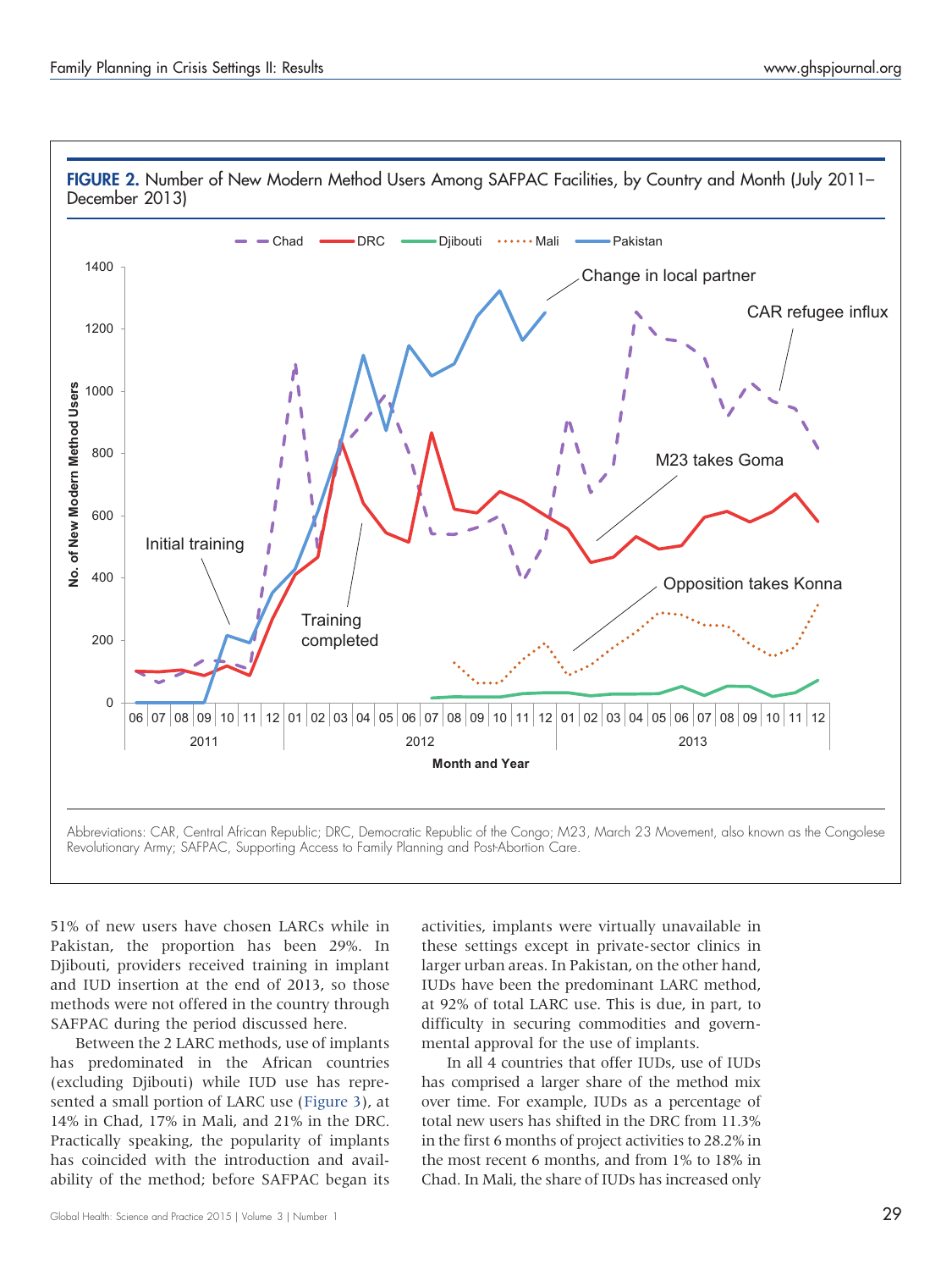**FIGURE 2.** Number of New Modern Method Users Among SAFPAC Facilities, by Country and Month (July 2011–December 2013)

Abbreviations: CAR, Central African Republic; DRC, Democratic Republic of the Congo; M23, March 23 Movement, also known as the Congolese Revolutionary Army; SAFPAC, Supporting Access to Family Planning and Post-Abortion Care.

51% of new users have chosen LARCs while in Pakistan, the proportion has been 29%. In Djibouti, providers received training in implant and IUD insertion at the end of 2013, so those methods were not offered in the country through SAFPAC during the period discussed here.

Between the 2 LARC methods, use of implants has predominated in the African countries (excluding Djibouti) while IUD use has represented a small portion of LARC use (Figure 3), at 14% in Chad, 17% in Mali, and 21% in the DRC. Practically speaking, the popularity of implants has coincided with the introduction and availability of the method; before SAFPAC began its activities, implants were virtually unavailable in these settings except in private-sector clinics in larger urban areas. In Pakistan, on the other hand, IUDs have been the predominant LARC method, at 92% of total LARC use. This is due, in part, to difficulty in securing commodities and governmental approval for the use of implants.

In all 4 countries that offer IUDs, use of IUDs has comprised a larger share of the method mix over time. For example, IUDs as a percentage of total new users has shifted in the DRC from 11.3% in the first 6 months of project activities to 28.2% in the most recent 6 months, and from 1% to 18% in Chad. In Mali, the share of IUDs has increased only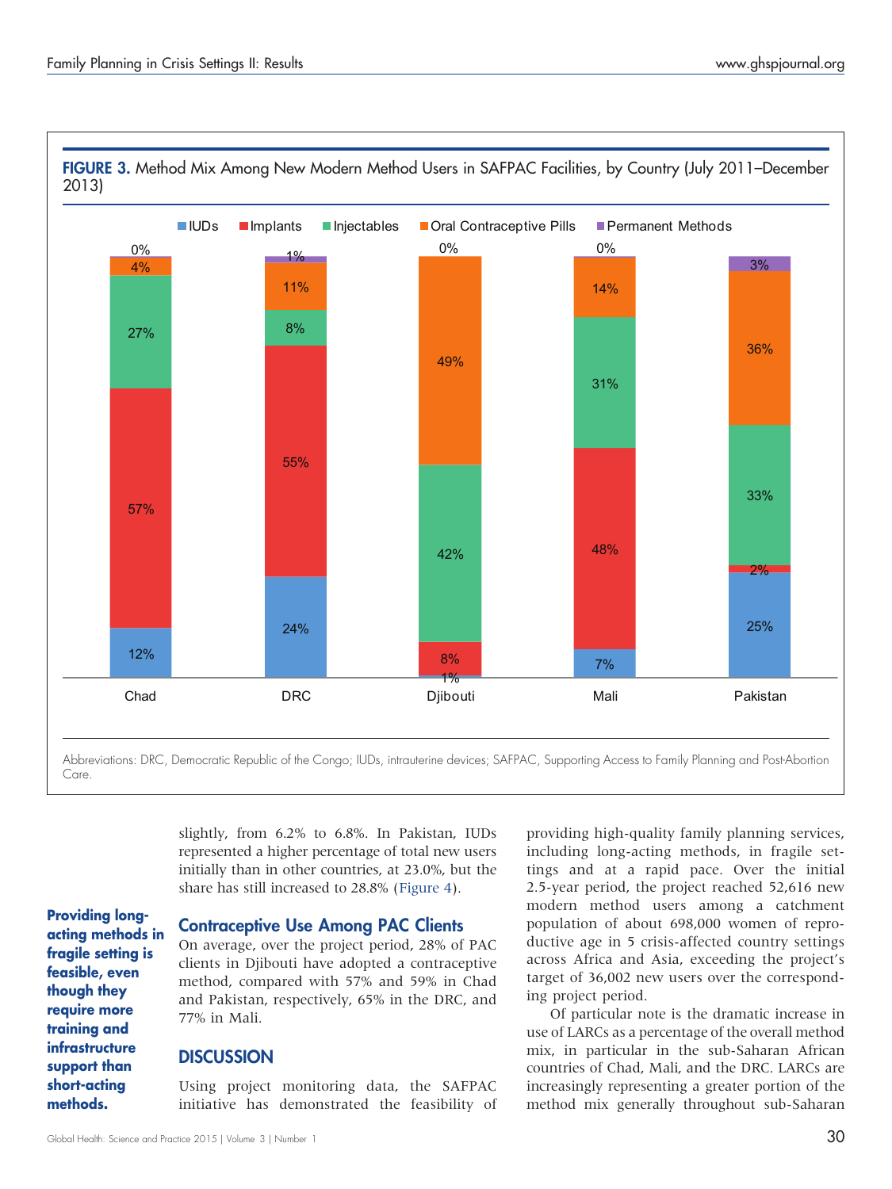**FIGURE 3.** Method Mix Among New Modern Method Users in SAFPAC Facilities, by Country (July 2011–December 2013)

| | Chad | DRC | Djibouti | Mali | Pakistan |
|---|---|---|---|---|---|
| IUDs | 12% | 24% | 1% | 7% | 25% |
| Implants | 57% | 55% | 8% | 48% | 2% |
| Injectables | 27% | 8% | 42% | 31% | 33% |
| Oral Contraceptive Pills | 4% | 11% | 49% | 14% | 36% |
| Permanent Methods | 0% | 1% | 0% | 0% | 3% |

Abbreviations: DRC, Democratic Republic of the Congo; IUDs, intrauterine devices; SAFPAC, Supporting Access to Family Planning and Post-Abortion Care.

slightly, from 6.2% to 6.8%. In Pakistan, IUDs represented a higher percentage of total new users initially than in other countries, at 23.0%, but the share has still increased to 28.8% (Figure 4).

**Providing long-acting methods in fragile setting is feasible, even though they require more training and infrastructure support than short-acting methods.**

### Contraceptive Use Among PAC Clients

On average, over the project period, 28% of PAC clients in Djibouti have adopted a contraceptive method, compared with 57% and 59% in Chad and Pakistan, respectively, 65% in the DRC, and 77% in Mali.

## DISCUSSION

Using project monitoring data, the SAFPAC initiative has demonstrated the feasibility of providing high-quality family planning services, including long-acting methods, in fragile settings and at a rapid pace. Over the initial 2.5-year period, the project reached 52,616 new modern method users among a catchment population of about 698,000 women of reproductive age in 5 crisis-affected country settings across Africa and Asia, exceeding the project's target of 36,002 new users over the corresponding project period.

Of particular note is the dramatic increase in use of LARCs as a percentage of the overall method mix, in particular in the sub-Saharan African countries of Chad, Mali, and the DRC. LARCs are increasingly representing a greater portion of the method mix generally throughout sub-Saharan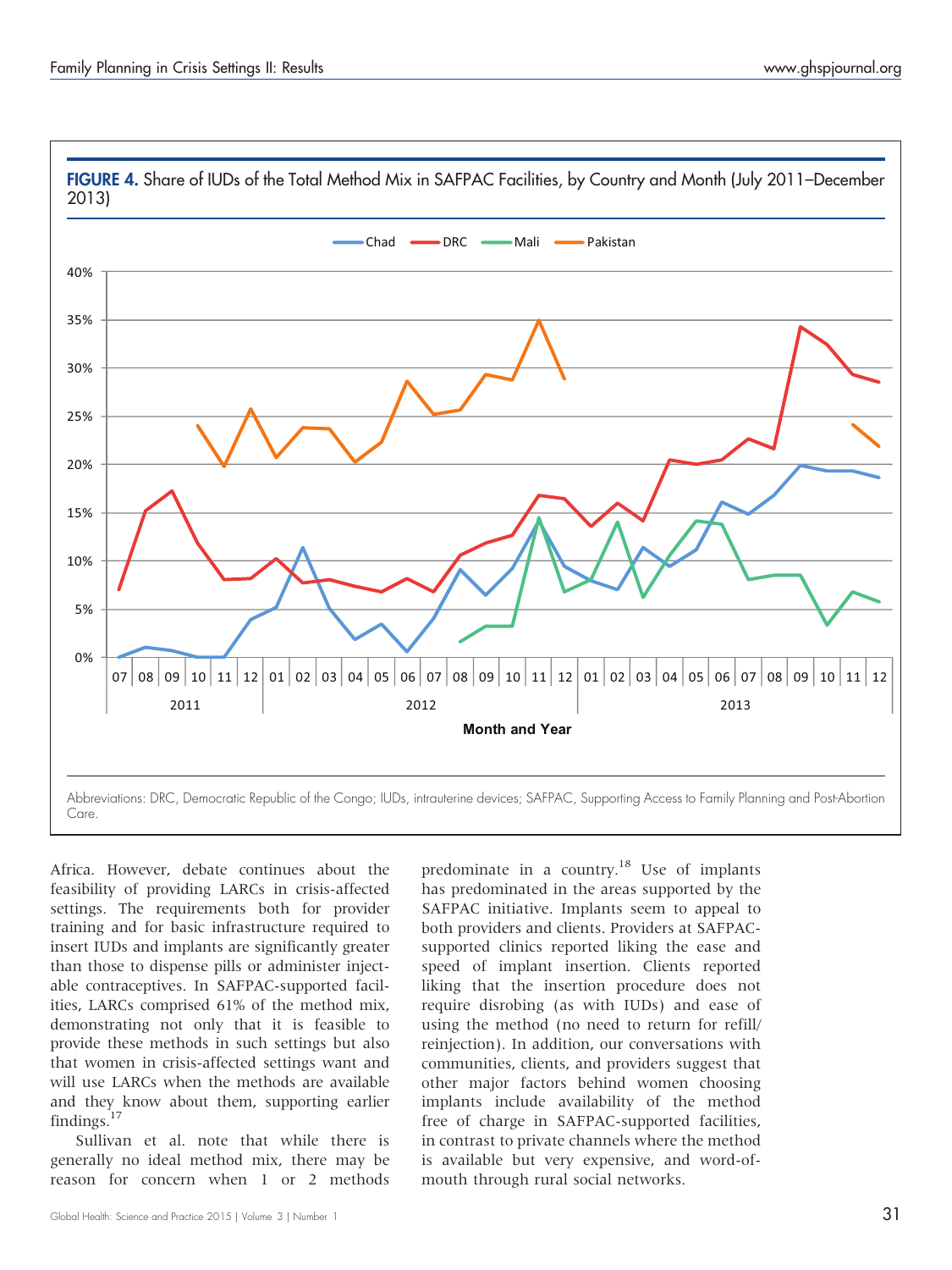**FIGURE 4.** Share of IUDs of the Total Method Mix in SAFPAC Facilities, by Country and Month (July 2011–December 2013)

Abbreviations: DRC, Democratic Republic of the Congo; IUDs, intrauterine devices; SAFPAC, Supporting Access to Family Planning and Post-Abortion Care.

Africa. However, debate continues about the feasibility of providing LARCs in crisis-affected settings. The requirements both for provider training and for basic infrastructure required to insert IUDs and implants are significantly greater than those to dispense pills or administer injectable contraceptives. In SAFPAC-supported facilities, LARCs comprised 61% of the method mix, demonstrating not only that it is feasible to provide these methods in such settings but also that women in crisis-affected settings want and will use LARCs when the methods are available and they know about them, supporting earlier findings.[17]

Sullivan et al. note that while there is generally no ideal method mix, there may be reason for concern when 1 or 2 methods predominate in a country.[18] Use of implants has predominated in the areas supported by the SAFPAC initiative. Implants seem to appeal to both providers and clients. Providers at SAFPAC-supported clinics reported liking the ease and speed of implant insertion. Clients reported liking that the insertion procedure does not require disrobing (as with IUDs) and ease of using the method (no need to return for refill/reinjection). In addition, our conversations with communities, clients, and providers suggest that other major factors behind women choosing implants include availability of the method free of charge in SAFPAC-supported facilities, in contrast to private channels where the method is available but very expensive, and word-of-mouth through rural social networks.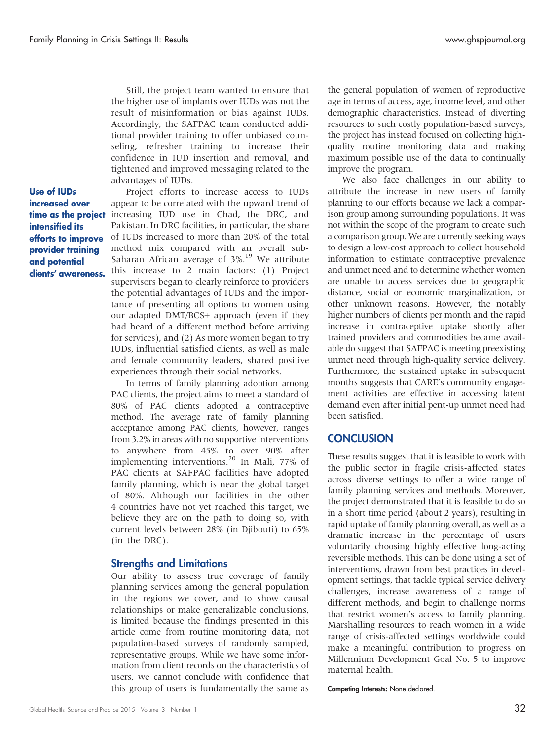Still, the project team wanted to ensure that the higher use of implants over IUDs was not the result of misinformation or bias against IUDs. Accordingly, the SAFPAC team conducted additional provider training to offer unbiased counseling, refresher training to increase their confidence in IUD insertion and removal, and tightened and improved messaging related to the advantages of IUDs.

**Use of IUDs increased over time as the project intensified its efforts to improve provider training and potential clients' awareness.**

Project efforts to increase access to IUDs appear to be correlated with the upward trend of increasing IUD use in Chad, the DRC, and Pakistan. In DRC facilities, in particular, the share of IUDs increased to more than 20% of the total method mix compared with an overall sub-Saharan African average of 3%.[19] We attribute this increase to 2 main factors: (1) Project supervisors began to clearly reinforce to providers the potential advantages of IUDs and the importance of presenting all options to women using our adapted DMT/BCS+ approach (even if they had heard of a different method before arriving for services), and (2) As more women began to try IUDs, influential satisfied clients, as well as male and female community leaders, shared positive experiences through their social networks.

In terms of family planning adoption among PAC clients, the project aims to meet a standard of 80% of PAC clients adopted a contraceptive method. The average rate of family planning acceptance among PAC clients, however, ranges from 3.2% in areas with no supportive interventions to anywhere from 45% to over 90% after implementing interventions.[20] In Mali, 77% of PAC clients at SAFPAC facilities have adopted family planning, which is near the global target of 80%. Although our facilities in the other 4 countries have not yet reached this target, we believe they are on the path to doing so, with current levels between 28% (in Djibouti) to 65% (in the DRC).

### Strengths and Limitations

Our ability to assess true coverage of family planning services among the general population in the regions we cover, and to show causal relationships or make generalizable conclusions, is limited because the findings presented in this article come from routine monitoring data, not population-based surveys of randomly sampled, representative groups. While we have some information from client records on the characteristics of users, we cannot conclude with confidence that this group of users is fundamentally the same as the general population of women of reproductive age in terms of access, age, income level, and other demographic characteristics. Instead of diverting resources to such costly population-based surveys, the project has instead focused on collecting high-quality routine monitoring data and making maximum possible use of the data to continually improve the program.

We also face challenges in our ability to attribute the increase in new users of family planning to our efforts because we lack a comparison group among surrounding populations. It was not within the scope of the program to create such a comparison group. We are currently seeking ways to design a low-cost approach to collect household information to estimate contraceptive prevalence and unmet need and to determine whether women are unable to access services due to geographic distance, social or economic marginalization, or other unknown reasons. However, the notably higher numbers of clients per month and the rapid increase in contraceptive uptake shortly after trained providers and commodities became available do suggest that SAFPAC is meeting preexisting unmet need through high-quality service delivery. Furthermore, the sustained uptake in subsequent months suggests that CARE's community engagement activities are effective in accessing latent demand even after initial pent-up unmet need had been satisfied.

## CONCLUSION

These results suggest that it is feasible to work with the public sector in fragile crisis-affected states across diverse settings to offer a wide range of family planning services and methods. Moreover, the project demonstrated that it is feasible to do so in a short time period (about 2 years), resulting in rapid uptake of family planning overall, as well as a dramatic increase in the percentage of users voluntarily choosing highly effective long-acting reversible methods. This can be done using a set of interventions, drawn from best practices in development settings, that tackle typical service delivery challenges, increase awareness of a range of different methods, and begin to challenge norms that restrict women's access to family planning. Marshalling resources to reach women in a wide range of crisis-affected settings worldwide could make a meaningful contribution to progress on Millennium Development Goal No. 5 to improve maternal health.

**Competing Interests:** None declared.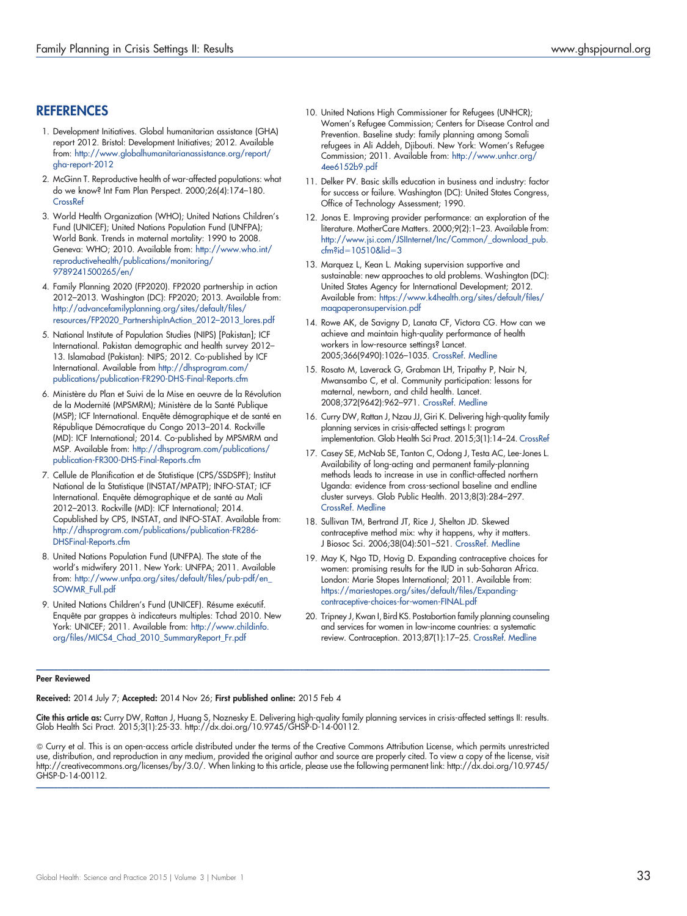## REFERENCES

1. Development Initiatives. Global humanitarian assistance (GHA) report 2012. Bristol: Development Initiatives; 2012. Available from: http://www.globalhumanitarianassistance.org/report/gha-report-2012
2. McGinn T. Reproductive health of war-affected populations: what do we know? Int Fam Plan Perspect. 2000;26(4):174–180. CrossRef
3. World Health Organization (WHO); United Nations Children's Fund (UNICEF); United Nations Population Fund (UNFPA); World Bank. Trends in maternal mortality: 1990 to 2008. Geneva: WHO; 2010. Available from: http://www.who.int/reproductivehealth/publications/monitoring/9789241500265/en/
4. Family Planning 2020 (FP2020). FP2020 partnership in action 2012–2013. Washington (DC): FP2020; 2013. Available from: http://advancefamilyplanning.org/sites/default/files/resources/FP2020_PartnershipInAction_2012–2013_lores.pdf
5. National Institute of Population Studies (NIPS) [Pakistan]; ICF International. Pakistan demographic and health survey 2012–13. Islamabad (Pakistan): NIPS; 2012. Co-published by ICF International. Available from http://dhsprogram.com/publications/publication-FR290-DHS-Final-Reports.cfm
6. Ministère du Plan et Suivi de la Mise en oeuvre de la Révolution de la Modernité (MPSMRM); Ministère de la Santé Publique (MSP); ICF International. Enquête démographique et de santé en République Démocratique du Congo 2013–2014. Rockville (MD): ICF International; 2014. Co-published by MPSMRM and MSP. Available from: http://dhsprogram.com/publications/publication-FR300-DHS-Final-Reports.cfm
7. Cellule de Planification et de Statistique (CPS/SSDSPF); Institut National de la Statistique (INSTAT/MPATP); INFO-STAT; ICF International. Enquête démographique et de santé au Mali 2012–2013. Rockville (MD): ICF International; 2014. Copublished by CPS, INSTAT, and INFO-STAT. Available from: http://dhsprogram.com/publications/publication-FR286-DHSFinal-Reports.cfm
8. United Nations Population Fund (UNFPA). The state of the world's midwifery 2011. New York: UNFPA; 2011. Available from: http://www.unfpa.org/sites/default/files/pub-pdf/en_SOWMR_Full.pdf
9. United Nations Children's Fund (UNICEF). Résume exécutif. Enquête par grappes à indicateurs multiples: Tchad 2010. New York: UNICEF; 2011. Available from: http://www.childinfo.org/files/MICS4_Chad_2010_SummaryReport_Fr.pdf
10. United Nations High Commissioner for Refugees (UNHCR); Women's Refugee Commission; Centers for Disease Control and Prevention. Baseline study: family planning among Somali refugees in Ali Addeh, Djibouti. New York: Women's Refugee Commission; 2011. Available from: http://www.unhcr.org/4ee6152b9.pdf
11. Delker PV. Basic skills education in business and industry: factor for success or failure. Washington (DC): United States Congress, Office of Technology Assessment; 1990.
12. Jonas E. Improving provider performance: an exploration of the literature. MotherCare Matters. 2000;9(2):1–23. Available from: http://www.jsi.com/JSIInternet/Inc/Common/_download_pub.cfm?id=10510&lid=3
13. Marquez L, Kean L. Making supervision supportive and sustainable: new approaches to old problems. Washington (DC): United States Agency for International Development; 2012. Available from: https://www.k4health.org/sites/default/files/maqpaperonsupervision.pdf
14. Rowe AK, de Savigny D, Lanata CF, Victora CG. How can we achieve and maintain high-quality performance of health workers in low-resource settings? Lancet. 2005;366(9490):1026–1035. CrossRef. Medline
15. Rosato M, Laverack G, Grabman LH, Tripathy P, Nair N, Mwansambo C, et al. Community participation: lessons for maternal, newborn, and child health. Lancet. 2008;372(9642):962–971. CrossRef. Medline
16. Curry DW, Rattan J, Nzau JJ, Giri K. Delivering high-quality family planning services in crisis-affected settings I: program implementation. Glob Health Sci Pract. 2015;3(1):14–24. CrossRef
17. Casey SE, McNab SE, Tanton C, Odong J, Testa AC, Lee-Jones L. Availability of long-acting and permanent family-planning methods leads to increase in use in conflict-affected northern Uganda: evidence from cross-sectional baseline and endline cluster surveys. Glob Public Health. 2013;8(3):284–297. CrossRef. Medline
18. Sullivan TM, Bertrand JT, Rice J, Shelton JD. Skewed contraceptive method mix: why it happens, why it matters. J Biosoc Sci. 2006;38(04):501–521. CrossRef. Medline
19. May K, Ngo TD, Hovig D. Expanding contraceptive choices for women: promising results for the IUD in sub-Saharan Africa. London: Marie Stopes International; 2011. Available from: https://mariestopes.org/sites/default/files/Expanding-contraceptive-choices-for-women-FINAL.pdf
20. Tripney J, Kwan I, Bird KS. Postabortion family planning counseling and services for women in low-income countries: a systematic review. Contraception. 2013;87(1):17–25. CrossRef. Medline

---

**Peer Reviewed**

**Received:** 2014 July 7; **Accepted:** 2014 Nov 26; **First published online:** 2015 Feb 4

**Cite this article as:** Curry DW, Rattan J, Huang S, Noznesky E. Delivering high-quality family planning services in crisis-affected settings II: results. Glob Health Sci Pract. 2015;3(1):25-33. http://dx.doi.org/10.9745/GHSP-D-14-00112.

© Curry et al. This is an open-access article distributed under the terms of the Creative Commons Attribution License, which permits unrestricted use, distribution, and reproduction in any medium, provided the original author and source are properly cited. To view a copy of the license, visit http://creativecommons.org/licenses/by/3.0/. When linking to this article, please use the following permanent link: http://dx.doi.org/10.9745/GHSP-D-14-00112.